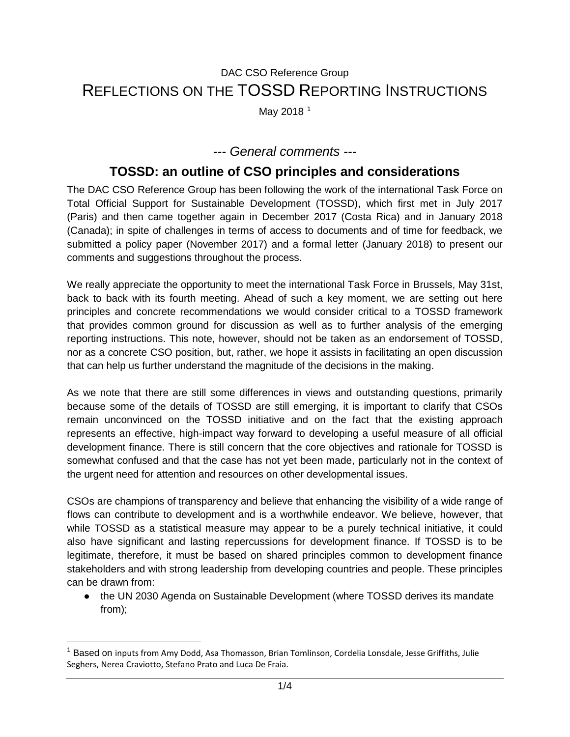DAC CSO Reference Group

# REFLECTIONS ON THE TOSSD REPORTING INSTRUCTIONS

May 2018 [1]

*--- General comments ---*

## TOSSD: an outline of CSO principles and considerations

The DAC CSO Reference Group has been following the work of the international Task Force on Total Official Support for Sustainable Development (TOSSD), which first met in July 2017 (Paris) and then came together again in December 2017 (Costa Rica) and in January 2018 (Canada); in spite of challenges in terms of access to documents and of time for feedback, we submitted a policy paper (November 2017) and a formal letter (January 2018) to present our comments and suggestions throughout the process.

We really appreciate the opportunity to meet the international Task Force in Brussels, May 31st, back to back with its fourth meeting. Ahead of such a key moment, we are setting out here principles and concrete recommendations we would consider critical to a TOSSD framework that provides common ground for discussion as well as to further analysis of the emerging reporting instructions. This note, however, should not be taken as an endorsement of TOSSD, nor as a concrete CSO position, but, rather, we hope it assists in facilitating an open discussion that can help us further understand the magnitude of the decisions in the making.

As we note that there are still some differences in views and outstanding questions, primarily because some of the details of TOSSD are still emerging, it is important to clarify that CSOs remain unconvinced on the TOSSD initiative and on the fact that the existing approach represents an effective, high-impact way forward to developing a useful measure of all official development finance. There is still concern that the core objectives and rationale for TOSSD is somewhat confused and that the case has not yet been made, particularly not in the context of the urgent need for attention and resources on other developmental issues.

CSOs are champions of transparency and believe that enhancing the visibility of a wide range of flows can contribute to development and is a worthwhile endeavor. We believe, however, that while TOSSD as a statistical measure may appear to be a purely technical initiative, it could also have significant and lasting repercussions for development finance. If TOSSD is to be legitimate, therefore, it must be based on shared principles common to development finance stakeholders and with strong leadership from developing countries and people. These principles can be drawn from:

- the UN 2030 Agenda on Sustainable Development (where TOSSD derives its mandate from);

[1] Based on inputs from Amy Dodd, Asa Thomasson, Brian Tomlinson, Cordelia Lonsdale, Jesse Griffiths, Julie Seghers, Nerea Craviotto, Stefano Prato and Luca De Fraia.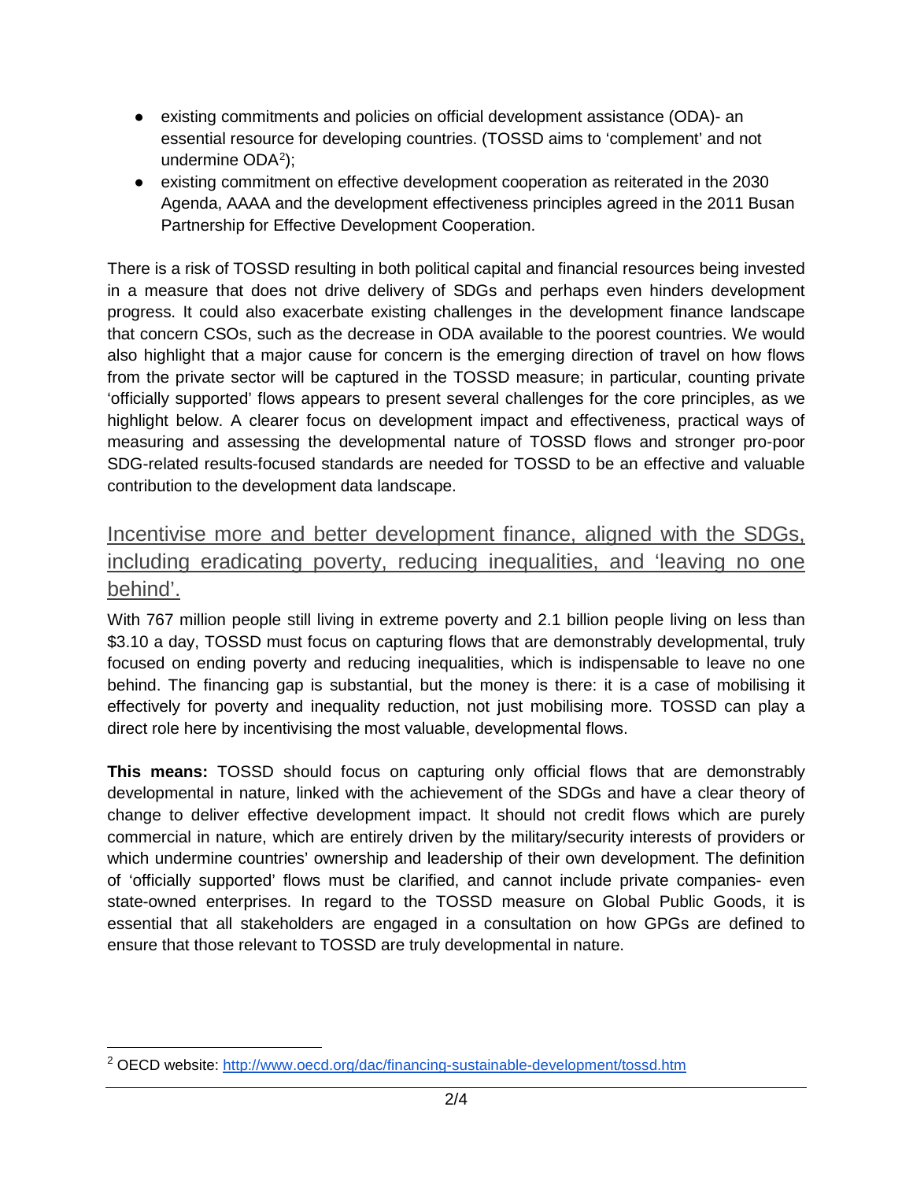- existing commitments and policies on official development assistance (ODA)- an essential resource for developing countries. (TOSSD aims to 'complement' and not undermine ODA[2]);
- existing commitment on effective development cooperation as reiterated in the 2030 Agenda, AAAA and the development effectiveness principles agreed in the 2011 Busan Partnership for Effective Development Cooperation.

There is a risk of TOSSD resulting in both political capital and financial resources being invested in a measure that does not drive delivery of SDGs and perhaps even hinders development progress. It could also exacerbate existing challenges in the development finance landscape that concern CSOs, such as the decrease in ODA available to the poorest countries. We would also highlight that a major cause for concern is the emerging direction of travel on how flows from the private sector will be captured in the TOSSD measure; in particular, counting private 'officially supported' flows appears to present several challenges for the core principles, as we highlight below. A clearer focus on development impact and effectiveness, practical ways of measuring and assessing the developmental nature of TOSSD flows and stronger pro-poor SDG-related results-focused standards are needed for TOSSD to be an effective and valuable contribution to the development data landscape.

## Incentivise more and better development finance, aligned with the SDGs, including eradicating poverty, reducing inequalities, and 'leaving no one behind'.

With 767 million people still living in extreme poverty and 2.1 billion people living on less than $3.10 a day, TOSSD must focus on capturing flows that are demonstrably developmental, truly focused on ending poverty and reducing inequalities, which is indispensable to leave no one behind. The financing gap is substantial, but the money is there: it is a case of mobilising it effectively for poverty and inequality reduction, not just mobilising more. TOSSD can play a direct role here by incentivising the most valuable, developmental flows.

**This means:** TOSSD should focus on capturing only official flows that are demonstrably developmental in nature, linked with the achievement of the SDGs and have a clear theory of change to deliver effective development impact. It should not credit flows which are purely commercial in nature, which are entirely driven by the military/security interests of providers or which undermine countries' ownership and leadership of their own development. The definition of 'officially supported' flows must be clarified, and cannot include private companies- even state-owned enterprises. In regard to the TOSSD measure on Global Public Goods, it is essential that all stakeholders are engaged in a consultation on how GPGs are defined to ensure that those relevant to TOSSD are truly developmental in nature.

---

[2] OECD website: http://www.oecd.org/dac/financing-sustainable-development/tossd.htm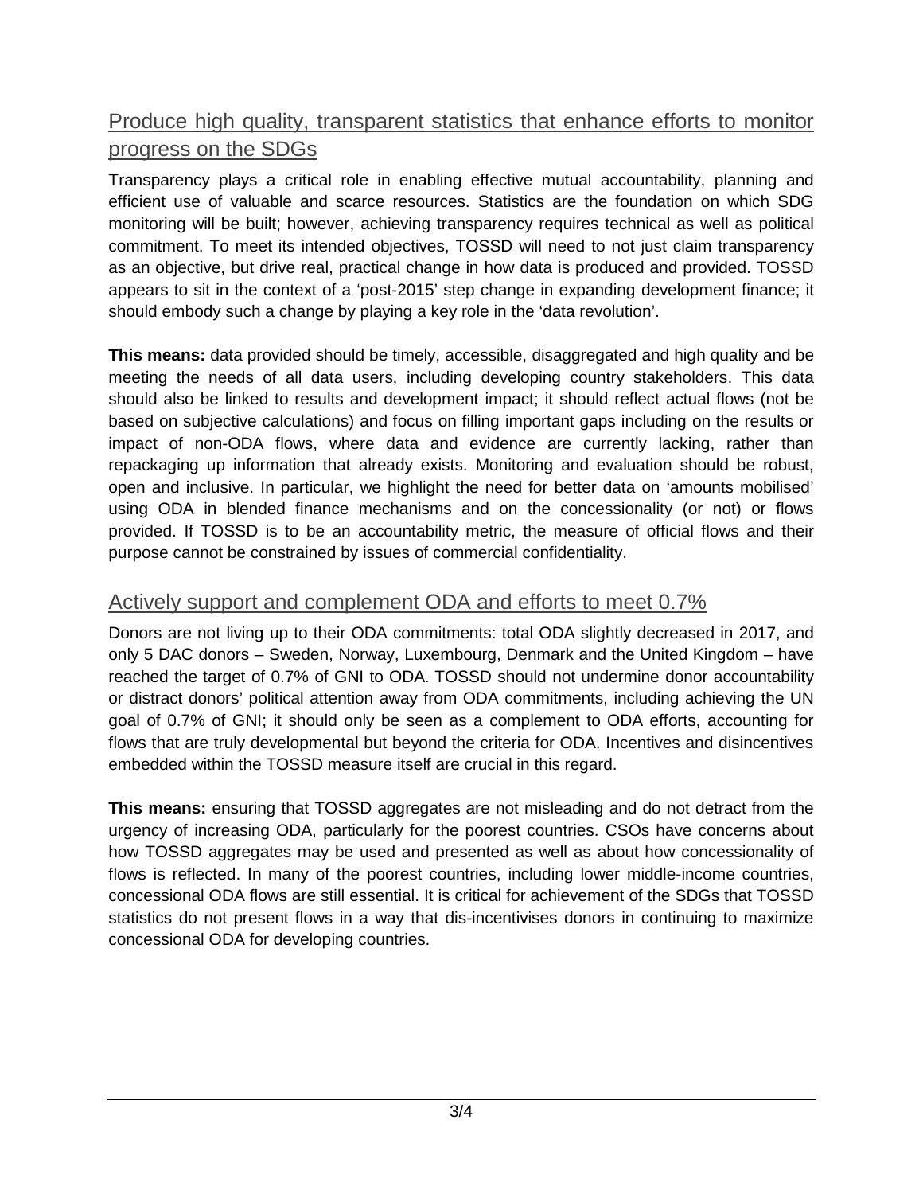## Produce high quality, transparent statistics that enhance efforts to monitor progress on the SDGs

Transparency plays a critical role in enabling effective mutual accountability, planning and efficient use of valuable and scarce resources. Statistics are the foundation on which SDG monitoring will be built; however, achieving transparency requires technical as well as political commitment. To meet its intended objectives, TOSSD will need to not just claim transparency as an objective, but drive real, practical change in how data is produced and provided. TOSSD appears to sit in the context of a 'post-2015' step change in expanding development finance; it should embody such a change by playing a key role in the 'data revolution'.

**This means:** data provided should be timely, accessible, disaggregated and high quality and be meeting the needs of all data users, including developing country stakeholders. This data should also be linked to results and development impact; it should reflect actual flows (not be based on subjective calculations) and focus on filling important gaps including on the results or impact of non-ODA flows, where data and evidence are currently lacking, rather than repackaging up information that already exists. Monitoring and evaluation should be robust, open and inclusive. In particular, we highlight the need for better data on 'amounts mobilised' using ODA in blended finance mechanisms and on the concessionality (or not) or flows provided. If TOSSD is to be an accountability metric, the measure of official flows and their purpose cannot be constrained by issues of commercial confidentiality.

## Actively support and complement ODA and efforts to meet 0.7%

Donors are not living up to their ODA commitments: total ODA slightly decreased in 2017, and only 5 DAC donors – Sweden, Norway, Luxembourg, Denmark and the United Kingdom – have reached the target of 0.7% of GNI to ODA. TOSSD should not undermine donor accountability or distract donors' political attention away from ODA commitments, including achieving the UN goal of 0.7% of GNI; it should only be seen as a complement to ODA efforts, accounting for flows that are truly developmental but beyond the criteria for ODA. Incentives and disincentives embedded within the TOSSD measure itself are crucial in this regard.

**This means:** ensuring that TOSSD aggregates are not misleading and do not detract from the urgency of increasing ODA, particularly for the poorest countries. CSOs have concerns about how TOSSD aggregates may be used and presented as well as about how concessionality of flows is reflected. In many of the poorest countries, including lower middle-income countries, concessional ODA flows are still essential. It is critical for achievement of the SDGs that TOSSD statistics do not present flows in a way that dis-incentivises donors in continuing to maximize concessional ODA for developing countries.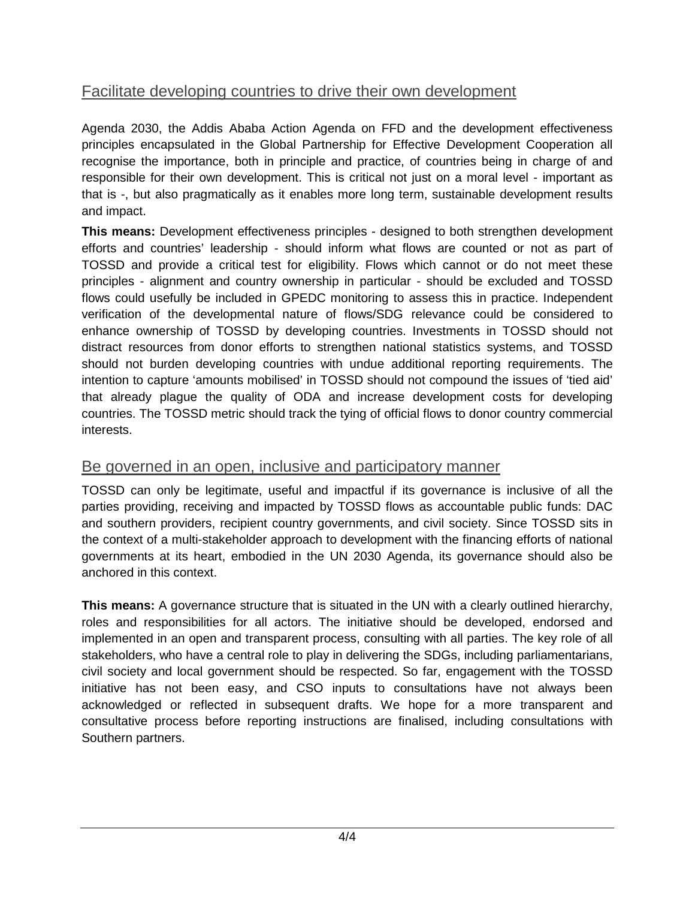## Facilitate developing countries to drive their own development

Agenda 2030, the Addis Ababa Action Agenda on FFD and the development effectiveness principles encapsulated in the Global Partnership for Effective Development Cooperation all recognise the importance, both in principle and practice, of countries being in charge of and responsible for their own development. This is critical not just on a moral level - important as that is -, but also pragmatically as it enables more long term, sustainable development results and impact.

**This means:** Development effectiveness principles - designed to both strengthen development efforts and countries' leadership - should inform what flows are counted or not as part of TOSSD and provide a critical test for eligibility. Flows which cannot or do not meet these principles - alignment and country ownership in particular - should be excluded and TOSSD flows could usefully be included in GPEDC monitoring to assess this in practice. Independent verification of the developmental nature of flows/SDG relevance could be considered to enhance ownership of TOSSD by developing countries. Investments in TOSSD should not distract resources from donor efforts to strengthen national statistics systems, and TOSSD should not burden developing countries with undue additional reporting requirements. The intention to capture 'amounts mobilised' in TOSSD should not compound the issues of 'tied aid' that already plague the quality of ODA and increase development costs for developing countries. The TOSSD metric should track the tying of official flows to donor country commercial interests.

## Be governed in an open, inclusive and participatory manner

TOSSD can only be legitimate, useful and impactful if its governance is inclusive of all the parties providing, receiving and impacted by TOSSD flows as accountable public funds: DAC and southern providers, recipient country governments, and civil society. Since TOSSD sits in the context of a multi-stakeholder approach to development with the financing efforts of national governments at its heart, embodied in the UN 2030 Agenda, its governance should also be anchored in this context.

**This means:** A governance structure that is situated in the UN with a clearly outlined hierarchy, roles and responsibilities for all actors. The initiative should be developed, endorsed and implemented in an open and transparent process, consulting with all parties. The key role of all stakeholders, who have a central role to play in delivering the SDGs, including parliamentarians, civil society and local government should be respected. So far, engagement with the TOSSD initiative has not been easy, and CSO inputs to consultations have not always been acknowledged or reflected in subsequent drafts. We hope for a more transparent and consultative process before reporting instructions are finalised, including consultations with Southern partners.